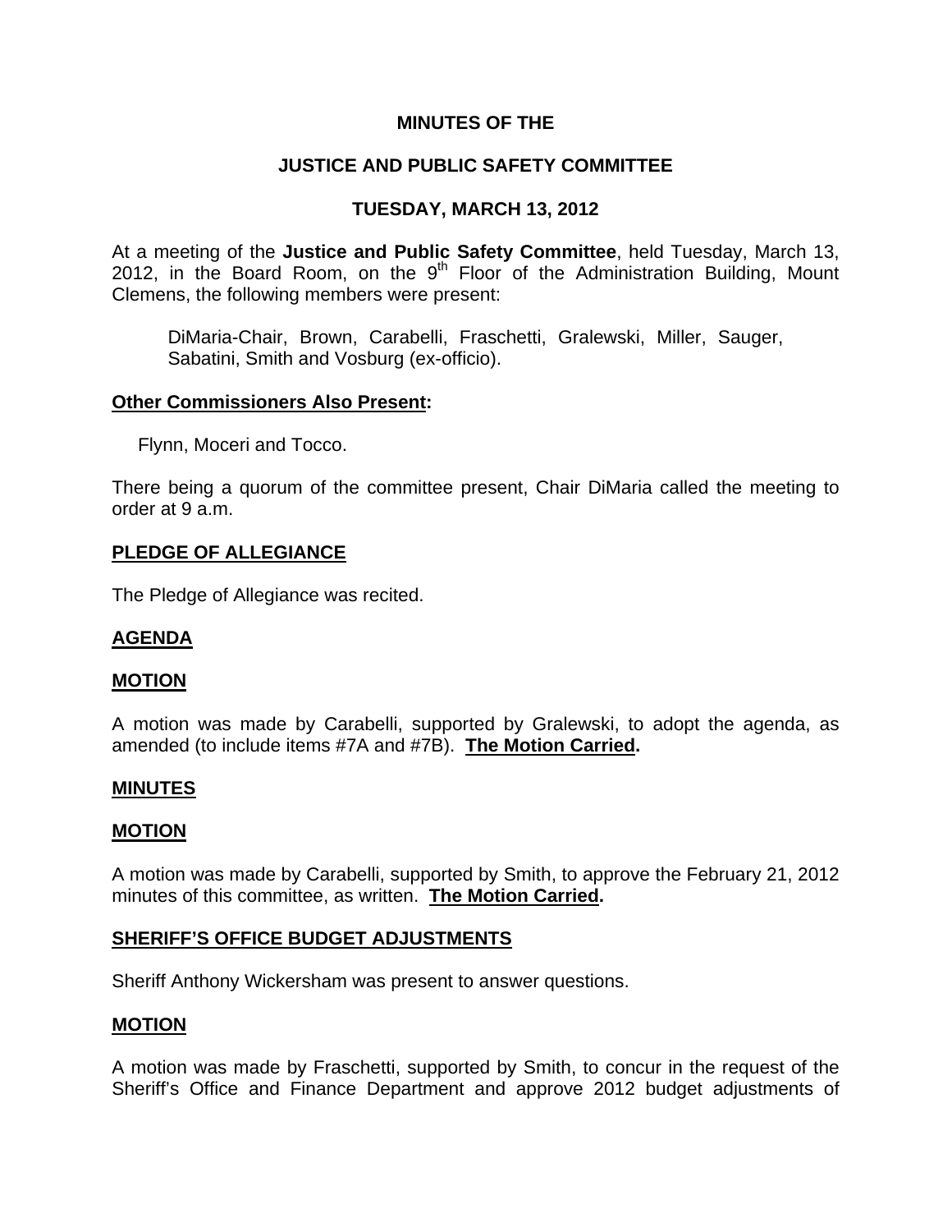**MINUTES OF THE**

**JUSTICE AND PUBLIC SAFETY COMMITTEE**

**TUESDAY, MARCH 13, 2012**

At a meeting of the **Justice and Public Safety Committee**, held Tuesday, March 13, 2012, in the Board Room, on the 9th Floor of the Administration Building, Mount Clemens, the following members were present:

DiMaria-Chair, Brown, Carabelli, Fraschetti, Gralewski, Miller, Sauger, Sabatini, Smith and Vosburg (ex-officio).

**Other Commissioners Also Present:**

Flynn, Moceri and Tocco.

There being a quorum of the committee present, Chair DiMaria called the meeting to order at 9 a.m.

**PLEDGE OF ALLEGIANCE**

The Pledge of Allegiance was recited.

**AGENDA**

**MOTION**

A motion was made by Carabelli, supported by Gralewski, to adopt the agenda, as amended (to include items #7A and #7B). **The Motion Carried.**

**MINUTES**

**MOTION**

A motion was made by Carabelli, supported by Smith, to approve the February 21, 2012 minutes of this committee, as written. **The Motion Carried.**

**SHERIFF'S OFFICE BUDGET ADJUSTMENTS**

Sheriff Anthony Wickersham was present to answer questions.

**MOTION**

A motion was made by Fraschetti, supported by Smith, to concur in the request of the Sheriff's Office and Finance Department and approve 2012 budget adjustments of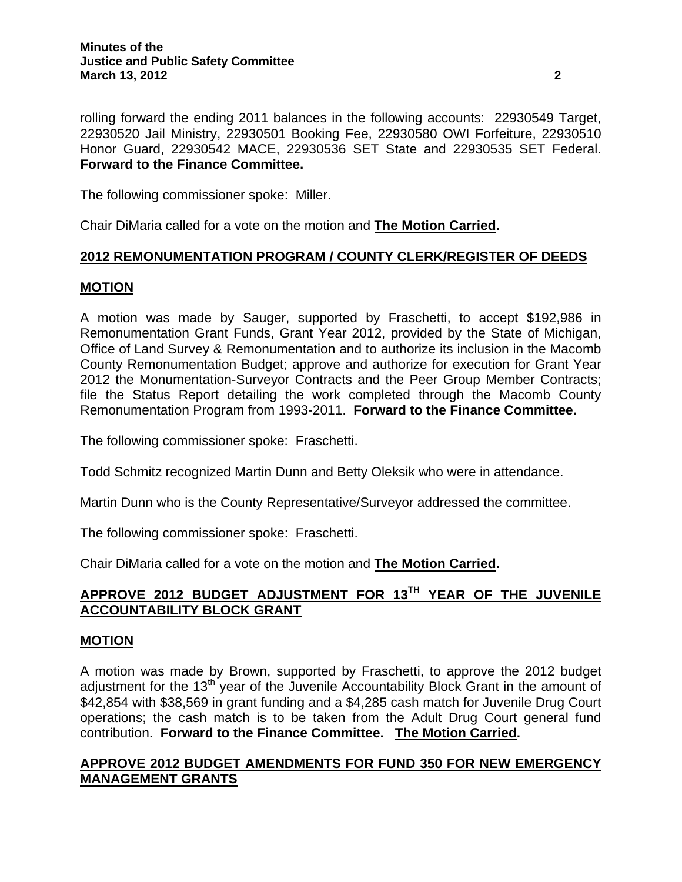rolling forward the ending 2011 balances in the following accounts: 22930549 Target, 22930520 Jail Ministry, 22930501 Booking Fee, 22930580 OWI Forfeiture, 22930510 Honor Guard, 22930542 MACE, 22930536 SET State and 22930535 SET Federal. **Forward to the Finance Committee.**

The following commissioner spoke: Miller.

Chair DiMaria called for a vote on the motion and **The Motion Carried.**

## 2012 REMONUMENTATION PROGRAM / COUNTY CLERK/REGISTER OF DEEDS

### MOTION

A motion was made by Sauger, supported by Fraschetti, to accept $192,986 in Remonumentation Grant Funds, Grant Year 2012, provided by the State of Michigan, Office of Land Survey & Remonumentation and to authorize its inclusion in the Macomb County Remonumentation Budget; approve and authorize for execution for Grant Year 2012 the Monumentation-Surveyor Contracts and the Peer Group Member Contracts; file the Status Report detailing the work completed through the Macomb County Remonumentation Program from 1993-2011. **Forward to the Finance Committee.**

The following commissioner spoke: Fraschetti.

Todd Schmitz recognized Martin Dunn and Betty Oleksik who were in attendance.

Martin Dunn who is the County Representative/Surveyor addressed the committee.

The following commissioner spoke: Fraschetti.

Chair DiMaria called for a vote on the motion and **The Motion Carried.**

## APPROVE 2012 BUDGET ADJUSTMENT FOR 13TH YEAR OF THE JUVENILE ACCOUNTABILITY BLOCK GRANT

### MOTION

A motion was made by Brown, supported by Fraschetti, to approve the 2012 budget adjustment for the 13th year of the Juvenile Accountability Block Grant in the amount of $42,854 with $38,569 in grant funding and a $4,285 cash match for Juvenile Drug Court operations; the cash match is to be taken from the Adult Drug Court general fund contribution. **Forward to the Finance Committee. The Motion Carried.**

## APPROVE 2012 BUDGET AMENDMENTS FOR FUND 350 FOR NEW EMERGENCY MANAGEMENT GRANTS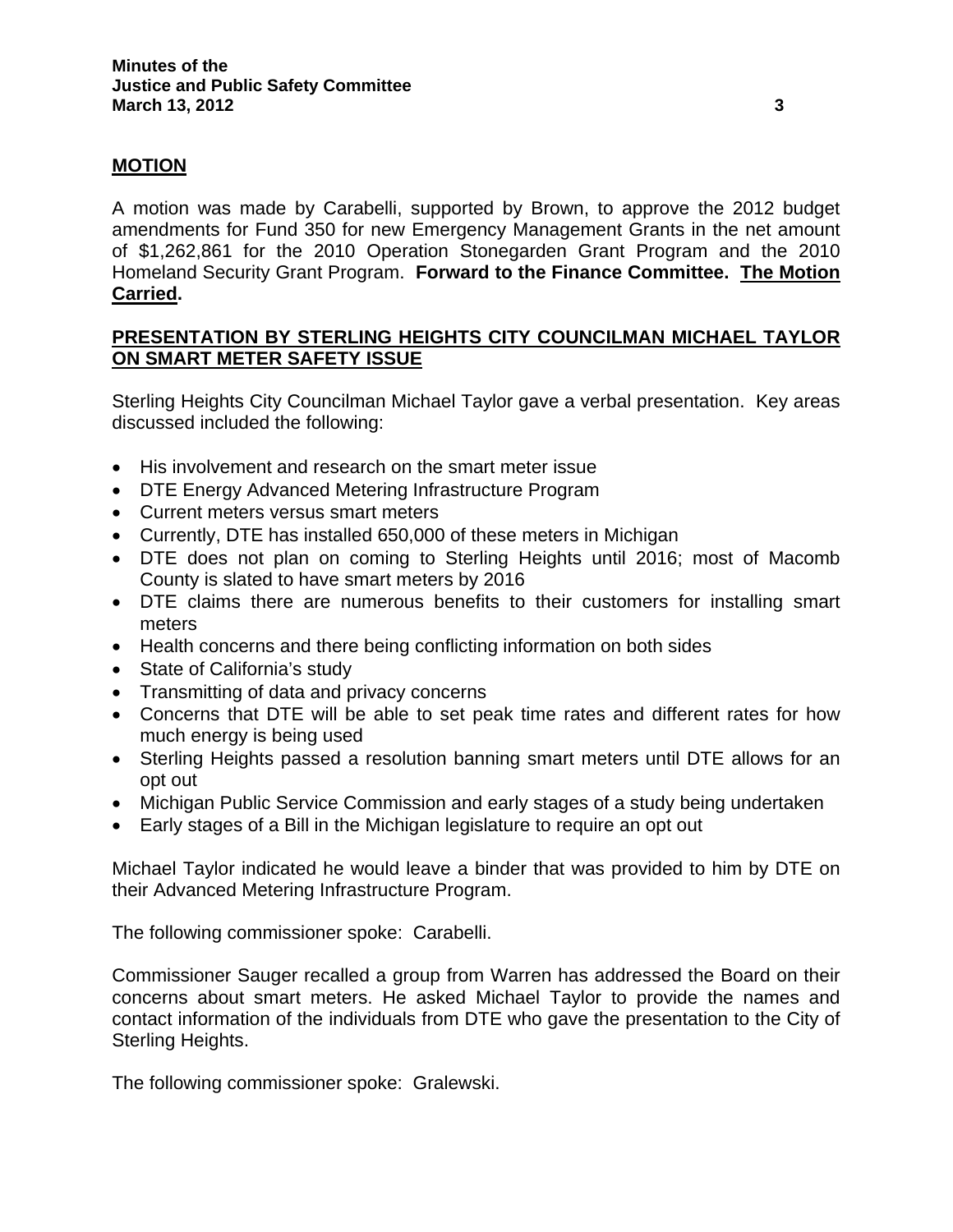## **MOTION**

A motion was made by Carabelli, supported by Brown, to approve the 2012 budget amendments for Fund 350 for new Emergency Management Grants in the net amount of $1,262,861 for the 2010 Operation Stonegarden Grant Program and the 2010 Homeland Security Grant Program. **Forward to the Finance Committee. The Motion Carried.**

## **PRESENTATION BY STERLING HEIGHTS CITY COUNCILMAN MICHAEL TAYLOR ON SMART METER SAFETY ISSUE**

Sterling Heights City Councilman Michael Taylor gave a verbal presentation. Key areas discussed included the following:

- His involvement and research on the smart meter issue
- DTE Energy Advanced Metering Infrastructure Program
- Current meters versus smart meters
- Currently, DTE has installed 650,000 of these meters in Michigan
- DTE does not plan on coming to Sterling Heights until 2016; most of Macomb County is slated to have smart meters by 2016
- DTE claims there are numerous benefits to their customers for installing smart meters
- Health concerns and there being conflicting information on both sides
- State of California's study
- Transmitting of data and privacy concerns
- Concerns that DTE will be able to set peak time rates and different rates for how much energy is being used
- Sterling Heights passed a resolution banning smart meters until DTE allows for an opt out
- Michigan Public Service Commission and early stages of a study being undertaken
- Early stages of a Bill in the Michigan legislature to require an opt out

Michael Taylor indicated he would leave a binder that was provided to him by DTE on their Advanced Metering Infrastructure Program.

The following commissioner spoke: Carabelli.

Commissioner Sauger recalled a group from Warren has addressed the Board on their concerns about smart meters. He asked Michael Taylor to provide the names and contact information of the individuals from DTE who gave the presentation to the City of Sterling Heights.

The following commissioner spoke: Gralewski.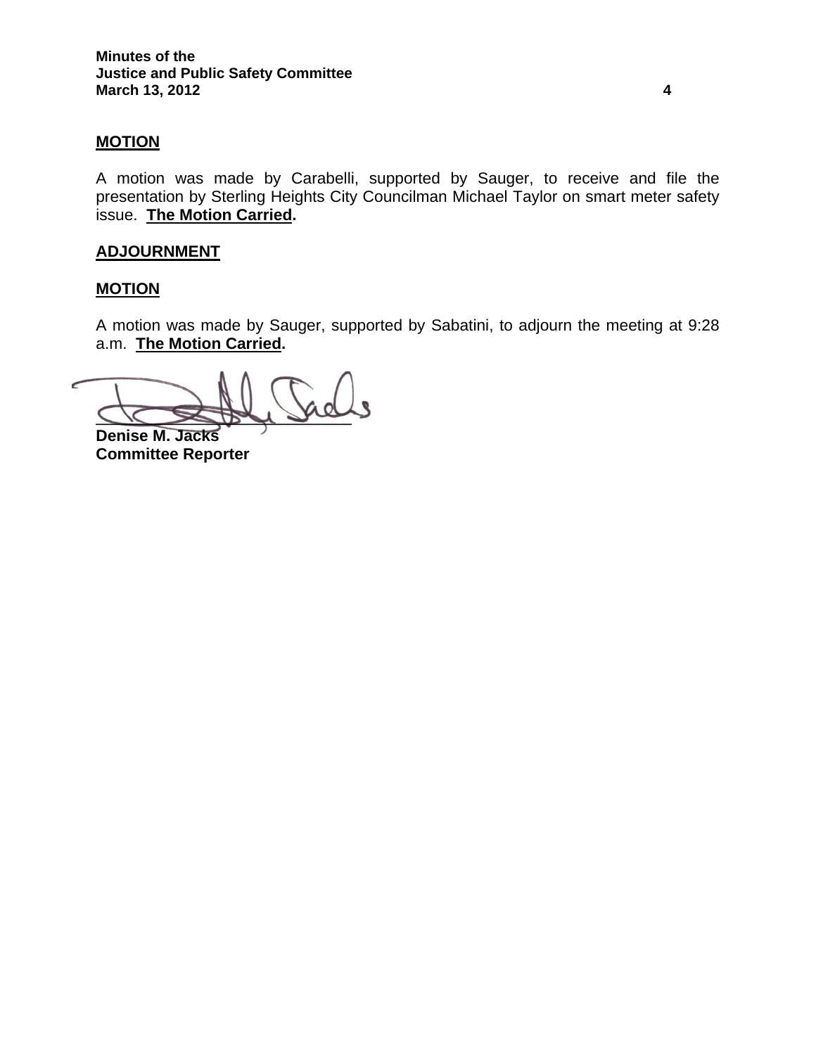**MOTION**

A motion was made by Carabelli, supported by Sauger, to receive and file the presentation by Sterling Heights City Councilman Michael Taylor on smart meter safety issue. **The Motion Carried.**

**ADJOURNMENT**

**MOTION**

A motion was made by Sauger, supported by Sabatini, to adjourn the meeting at 9:28 a.m. **The Motion Carried.**

**Denise M. Jacks**
**Committee Reporter**